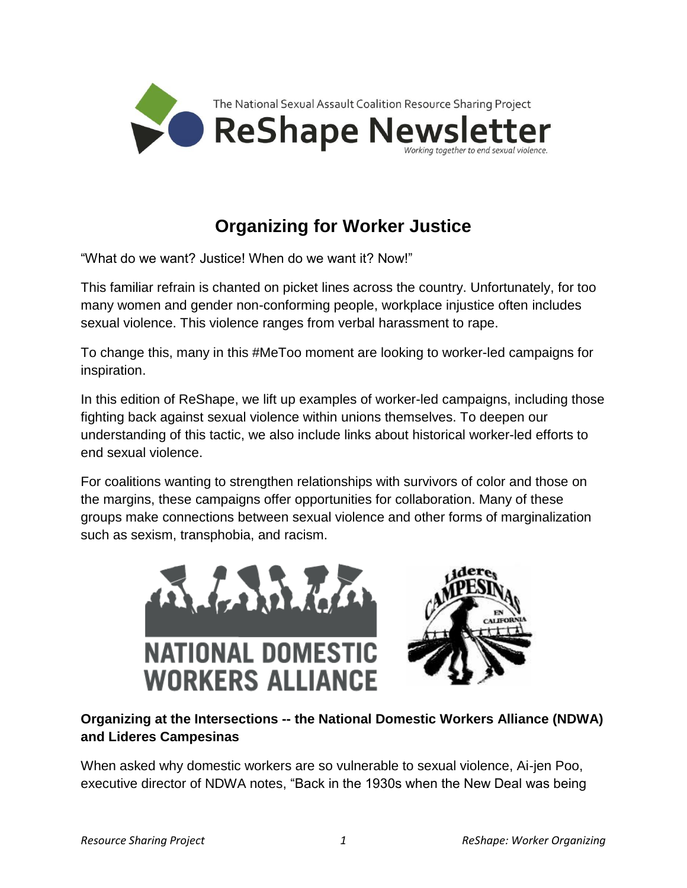The National Sexual Assault Coalition Resource Sharing Project

# ReShape Newsletter

*Working together to end sexual violence.*

## Organizing for Worker Justice

"What do we want? Justice! When do we want it? Now!"

This familiar refrain is chanted on picket lines across the country. Unfortunately, for too many women and gender non-conforming people, workplace injustice often includes sexual violence. This violence ranges from verbal harassment to rape.

To change this, many in this #MeToo moment are looking to worker-led campaigns for inspiration.

In this edition of ReShape, we lift up examples of worker-led campaigns, including those fighting back against sexual violence within unions themselves. To deepen our understanding of this tactic, we also include links about historical worker-led efforts to end sexual violence.

For coalitions wanting to strengthen relationships with survivors of color and those on the margins, these campaigns offer opportunities for collaboration. Many of these groups make connections between sexual violence and other forms of marginalization such as sexism, transphobia, and racism.

NATIONAL DOMESTIC WORKERS ALLIANCE

Lideres CAMPESINAS EN CALIFORNIA

**Organizing at the Intersections -- the National Domestic Workers Alliance (NDWA) and Lideres Campesinas**

When asked why domestic workers are so vulnerable to sexual violence, Ai-jen Poo, executive director of NDWA notes, "Back in the 1930s when the New Deal was being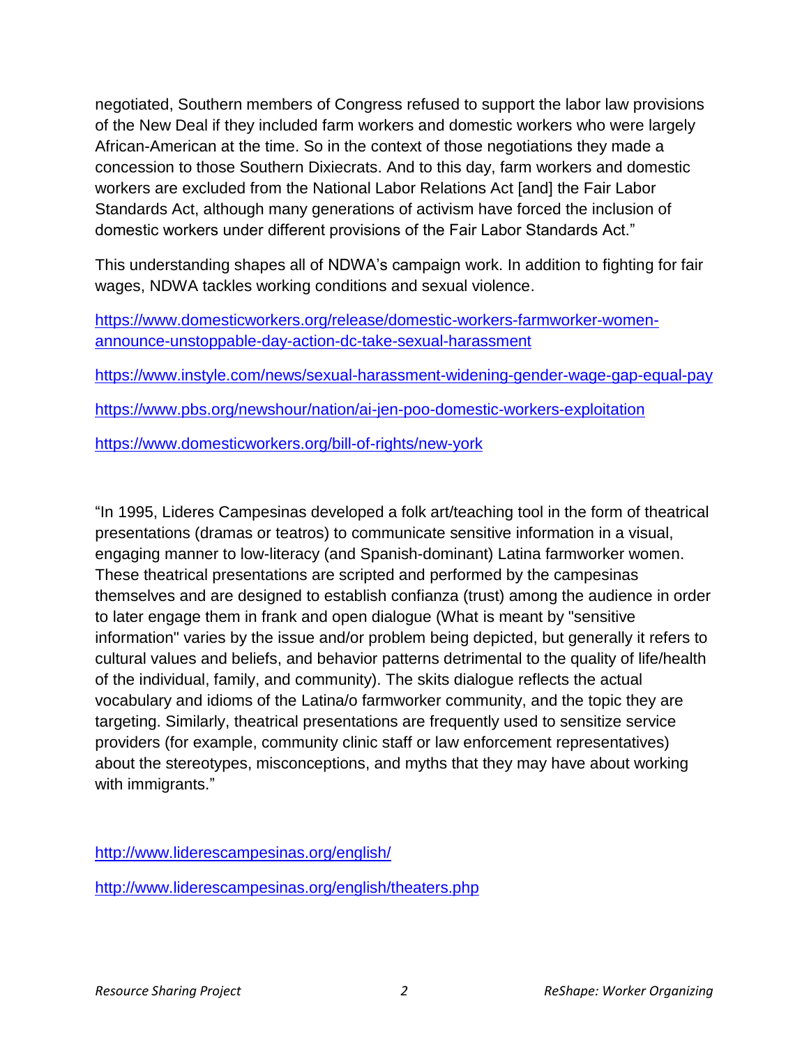negotiated, Southern members of Congress refused to support the labor law provisions of the New Deal if they included farm workers and domestic workers who were largely African-American at the time. So in the context of those negotiations they made a concession to those Southern Dixiecrats. And to this day, farm workers and domestic workers are excluded from the National Labor Relations Act [and] the Fair Labor Standards Act, although many generations of activism have forced the inclusion of domestic workers under different provisions of the Fair Labor Standards Act."

This understanding shapes all of NDWA's campaign work. In addition to fighting for fair wages, NDWA tackles working conditions and sexual violence.

https://www.domesticworkers.org/release/domestic-workers-farmworker-women-announce-unstoppable-day-action-dc-take-sexual-harassment

https://www.instyle.com/news/sexual-harassment-widening-gender-wage-gap-equal-pay

https://www.pbs.org/newshour/nation/ai-jen-poo-domestic-workers-exploitation

https://www.domesticworkers.org/bill-of-rights/new-york

"In 1995, Lideres Campesinas developed a folk art/teaching tool in the form of theatrical presentations (dramas or teatros) to communicate sensitive information in a visual, engaging manner to low-literacy (and Spanish-dominant) Latina farmworker women. These theatrical presentations are scripted and performed by the campesinas themselves and are designed to establish confianza (trust) among the audience in order to later engage them in frank and open dialogue (What is meant by "sensitive information" varies by the issue and/or problem being depicted, but generally it refers to cultural values and beliefs, and behavior patterns detrimental to the quality of life/health of the individual, family, and community). The skits dialogue reflects the actual vocabulary and idioms of the Latina/o farmworker community, and the topic they are targeting. Similarly, theatrical presentations are frequently used to sensitize service providers (for example, community clinic staff or law enforcement representatives) about the stereotypes, misconceptions, and myths that they may have about working with immigrants."

http://www.liderescampesinas.org/english/

http://www.liderescampesinas.org/english/theaters.php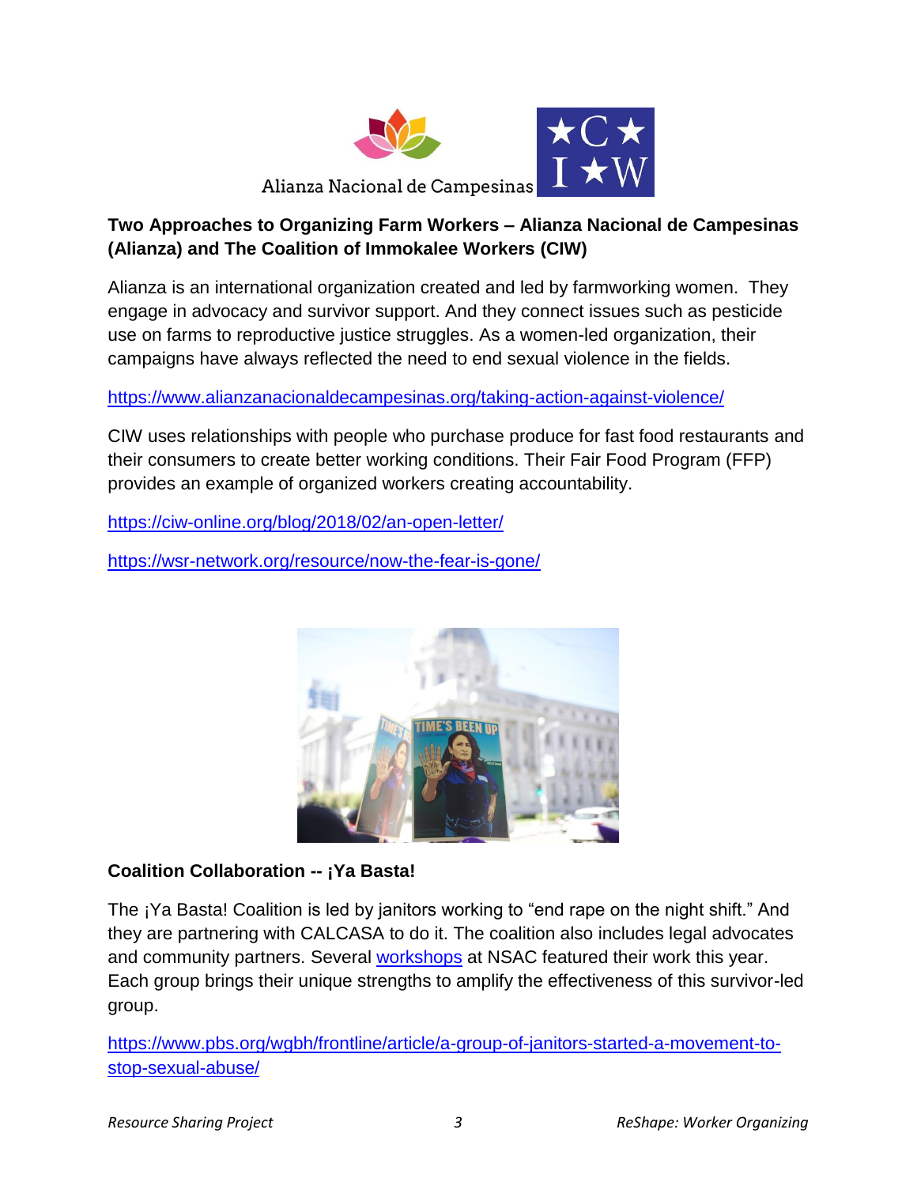Alianza Nacional de Campesinas

**Two Approaches to Organizing Farm Workers – Alianza Nacional de Campesinas (Alianza) and The Coalition of Immokalee Workers (CIW)**

Alianza is an international organization created and led by farmworking women. They engage in advocacy and survivor support. And they connect issues such as pesticide use on farms to reproductive justice struggles. As a women-led organization, their campaigns have always reflected the need to end sexual violence in the fields.

https://www.alianzanacionaldecampesinas.org/taking-action-against-violence/

CIW uses relationships with people who purchase produce for fast food restaurants and their consumers to create better working conditions. Their Fair Food Program (FFP) provides an example of organized workers creating accountability.

https://ciw-online.org/blog/2018/02/an-open-letter/

https://wsr-network.org/resource/now-the-fear-is-gone/

**Coalition Collaboration -- ¡Ya Basta!**

The ¡Ya Basta! Coalition is led by janitors working to "end rape on the night shift." And they are partnering with CALCASA to do it. The coalition also includes legal advocates and community partners. Several workshops at NSAC featured their work this year. Each group brings their unique strengths to amplify the effectiveness of this survivor-led group.

https://www.pbs.org/wgbh/frontline/article/a-group-of-janitors-started-a-movement-to-stop-sexual-abuse/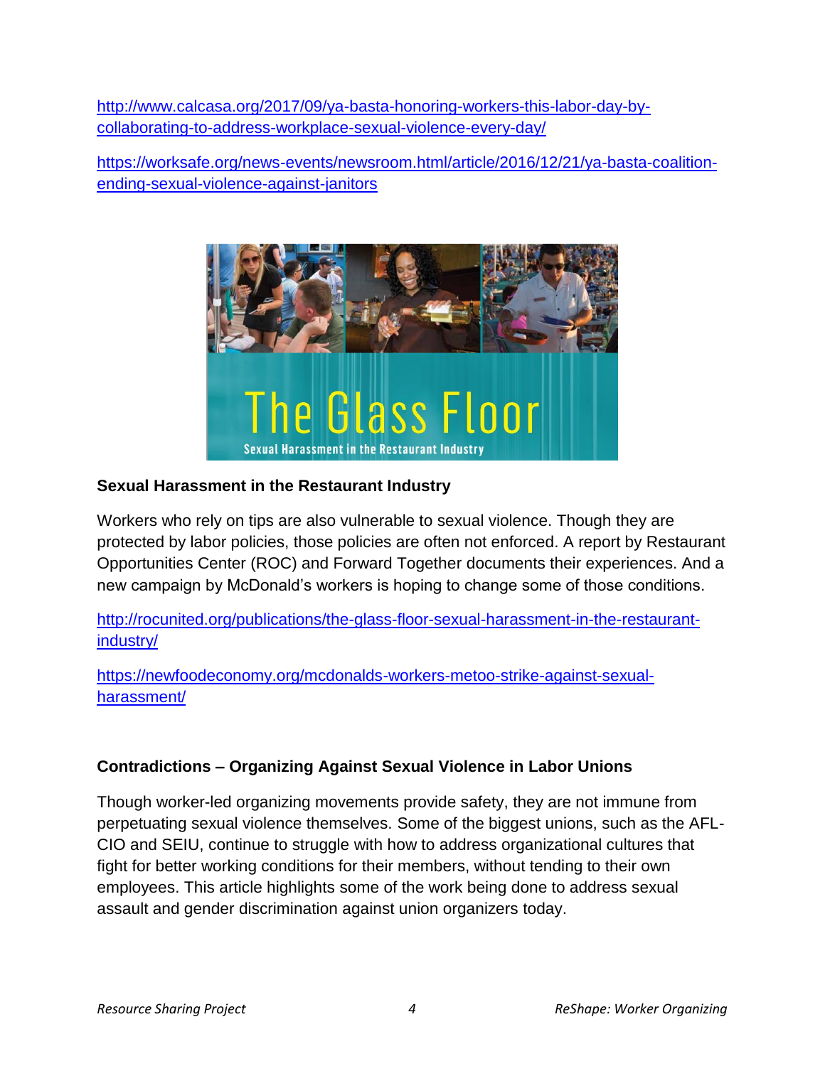http://www.calcasa.org/2017/09/ya-basta-honoring-workers-this-labor-day-by-collaborating-to-address-workplace-sexual-violence-every-day/

https://worksafe.org/news-events/newsroom.html/article/2016/12/21/ya-basta-coalition-ending-sexual-violence-against-janitors

### Sexual Harassment in the Restaurant Industry

Workers who rely on tips are also vulnerable to sexual violence. Though they are protected by labor policies, those policies are often not enforced. A report by Restaurant Opportunities Center (ROC) and Forward Together documents their experiences. And a new campaign by McDonald's workers is hoping to change some of those conditions.

http://rocunited.org/publications/the-glass-floor-sexual-harassment-in-the-restaurant-industry/

https://newfoodeconomy.org/mcdonalds-workers-metoo-strike-against-sexual-harassment/

### Contradictions – Organizing Against Sexual Violence in Labor Unions

Though worker-led organizing movements provide safety, they are not immune from perpetuating sexual violence themselves. Some of the biggest unions, such as the AFL-CIO and SEIU, continue to struggle with how to address organizational cultures that fight for better working conditions for their members, without tending to their own employees. This article highlights some of the work being done to address sexual assault and gender discrimination against union organizers today.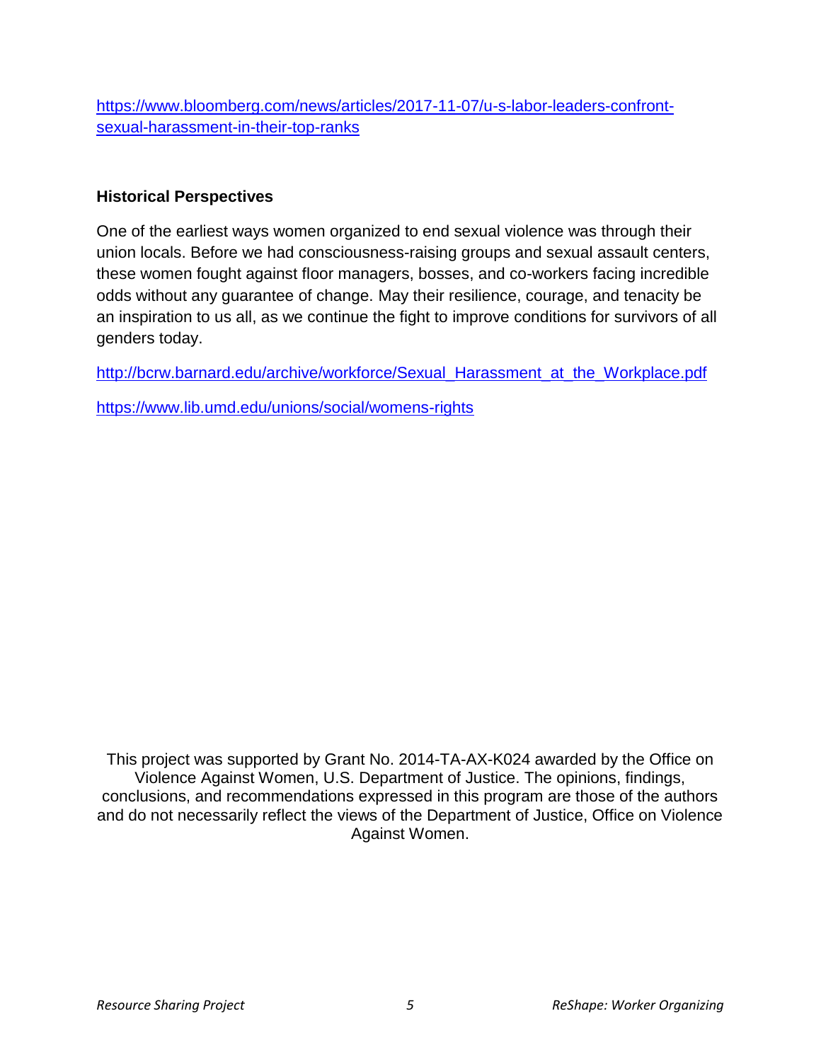https://www.bloomberg.com/news/articles/2017-11-07/u-s-labor-leaders-confront-sexual-harassment-in-their-top-ranks

**Historical Perspectives**

One of the earliest ways women organized to end sexual violence was through their union locals. Before we had consciousness-raising groups and sexual assault centers, these women fought against floor managers, bosses, and co-workers facing incredible odds without any guarantee of change. May their resilience, courage, and tenacity be an inspiration to us all, as we continue the fight to improve conditions for survivors of all genders today.

http://bcrw.barnard.edu/archive/workforce/Sexual_Harassment_at_the_Workplace.pdf

https://www.lib.umd.edu/unions/social/womens-rights

This project was supported by Grant No. 2014-TA-AX-K024 awarded by the Office on Violence Against Women, U.S. Department of Justice. The opinions, findings, conclusions, and recommendations expressed in this program are those of the authors and do not necessarily reflect the views of the Department of Justice, Office on Violence Against Women.